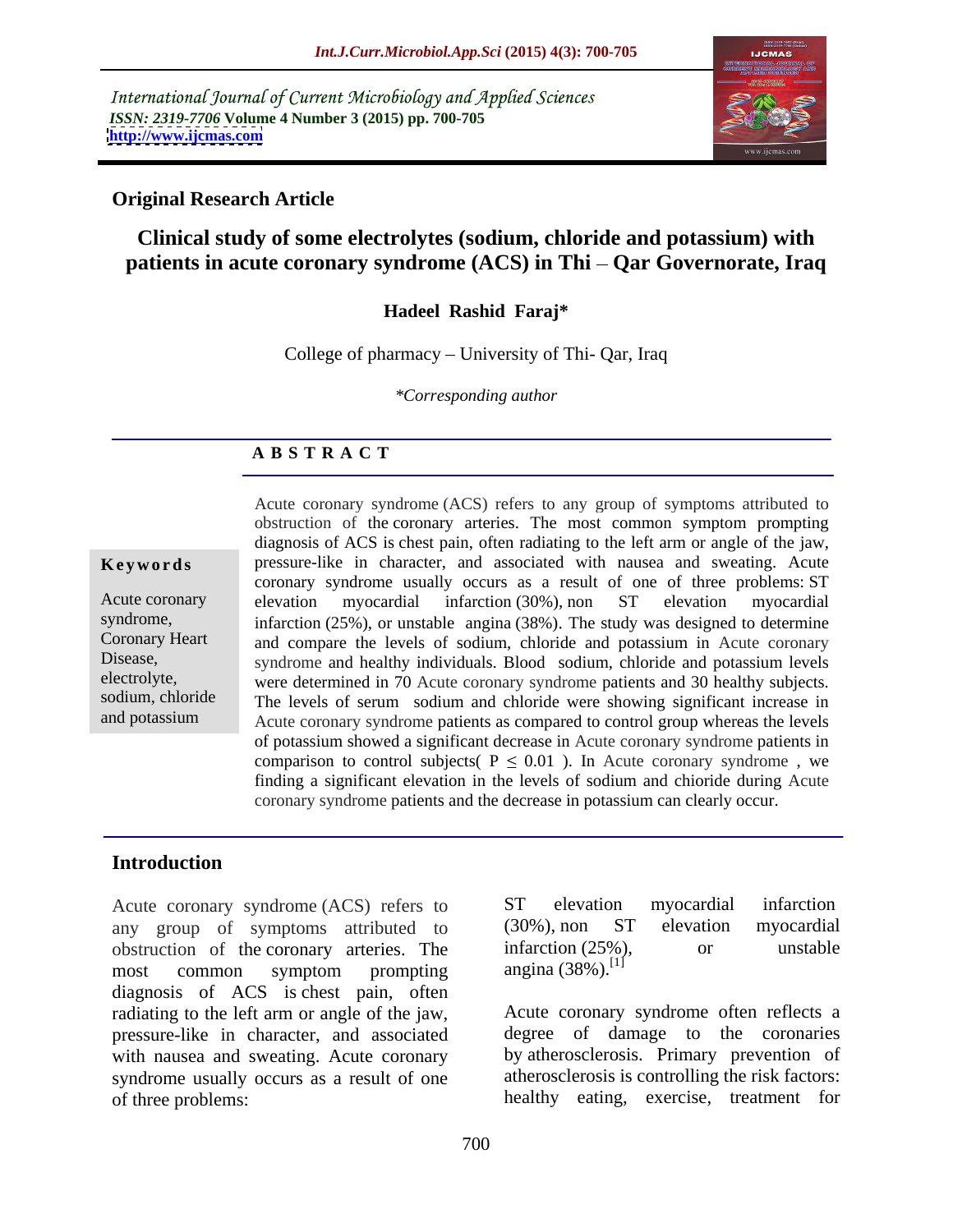International Journal of Current Microbiology and Applied Sciences
*ISSN: 2319-7706* **Volume 4 Number 3 (2015) pp. 700-705**
**http://www.ijcmas.com**

**Original Research Article**

# Clinical study of some electrolytes (sodium, chloride and potassium) with patients in acute coronary syndrome (ACS) in Thi – Qar Governorate, Iraq

**Hadeel Rashid Faraj\***

College of pharmacy – University of Thi- Qar, Iraq

*\*Corresponding author*

## ABSTRACT

**Keywords**

Acute coronary syndrome, Coronary Heart Disease, electrolyte, sodium, chloride and potassium

Acute coronary syndrome (ACS) refers to any group of symptoms attributed to obstruction of the coronary arteries. The most common symptom prompting diagnosis of ACS is chest pain, often radiating to the left arm or angle of the jaw, pressure-like in character, and associated with nausea and sweating. Acute coronary syndrome usually occurs as a result of one of three problems: ST elevation myocardial infarction (30%), non ST elevation myocardial infarction (25%), or unstable angina (38%). The study was designed to determine and compare the levels of sodium, chloride and potassium in Acute coronary syndrome and healthy individuals. Blood sodium, chloride and potassium levels were determined in 70 Acute coronary syndrome patients and 30 healthy subjects. The levels of serum sodium and chloride were showing significant increase in Acute coronary syndrome patients as compared to control group whereas the levels of potassium showed a significant decrease in Acute coronary syndrome patients in comparison to control subjects( $P \leq 0.01$ ). In Acute coronary syndrome , we finding a significant elevation in the levels of sodium and chioride during Acute coronary syndrome patients and the decrease in potassium can clearly occur.

## Introduction

Acute coronary syndrome (ACS) refers to any group of symptoms attributed to obstruction of the coronary arteries. The most common symptom prompting diagnosis of ACS is chest pain, often radiating to the left arm or angle of the jaw, pressure-like in character, and associated with nausea and sweating. Acute coronary syndrome usually occurs as a result of one of three problems: ST elevation myocardial infarction (30%), non ST elevation myocardial infarction (25%), or unstable angina (38%).[1]

Acute coronary syndrome often reflects a degree of damage to the coronaries by atherosclerosis. Primary prevention of atherosclerosis is controlling the risk factors: healthy eating, exercise, treatment for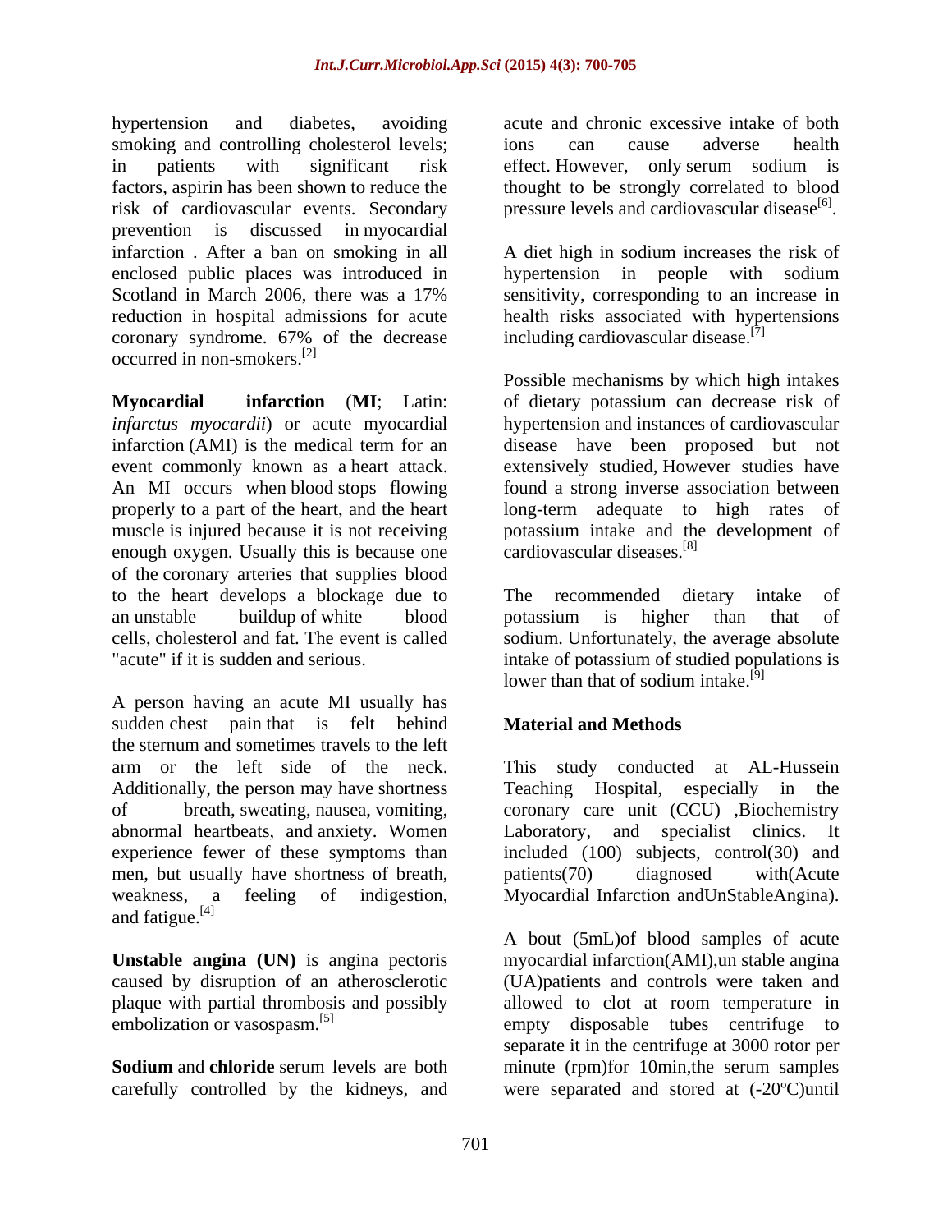hypertension and diabetes, avoiding smoking and controlling cholesterol levels; in patients with significant risk factors, aspirin has been shown to reduce the risk of cardiovascular events. Secondary prevention is discussed in myocardial infarction . After a ban on smoking in all enclosed public places was introduced in Scotland in March 2006, there was a 17% reduction in hospital admissions for acute coronary syndrome. 67% of the decrease occurred in non-smokers.[2]

**Myocardial infarction** (**MI**; Latin: *infarctus myocardii*) or acute myocardial infarction (AMI) is the medical term for an event commonly known as a heart attack. An MI occurs when blood stops flowing properly to a part of the heart, and the heart muscle is injured because it is not receiving enough oxygen. Usually this is because one of the coronary arteries that supplies blood to the heart develops a blockage due to an unstable buildup of white blood cells, cholesterol and fat. The event is called "acute" if it is sudden and serious.

A person having an acute MI usually has sudden chest pain that is felt behind the sternum and sometimes travels to the left arm or the left side of the neck. Additionally, the person may have shortness of breath, sweating, nausea, vomiting, abnormal heartbeats, and anxiety. Women experience fewer of these symptoms than men, but usually have shortness of breath, weakness, a feeling of indigestion, and fatigue.[4]

**Unstable angina (UN)** is angina pectoris caused by disruption of an atherosclerotic plaque with partial thrombosis and possibly embolization or vasospasm.[5]

**Sodium** and **chloride** serum levels are both carefully controlled by the kidneys, and acute and chronic excessive intake of both ions can cause adverse health effect. However, only serum sodium is thought to be strongly correlated to blood pressure levels and cardiovascular disease[6].

A diet high in sodium increases the risk of hypertension in people with sodium sensitivity, corresponding to an increase in health risks associated with hypertensions including cardiovascular disease.[7]

Possible mechanisms by which high intakes of dietary potassium can decrease risk of hypertension and instances of cardiovascular disease have been proposed but not extensively studied, However studies have found a strong inverse association between long-term adequate to high rates of potassium intake and the development of cardiovascular diseases.[8]

The recommended dietary intake of potassium is higher than that of sodium. Unfortunately, the average absolute intake of potassium of studied populations is lower than that of sodium intake.[9]

## Material and Methods

This study conducted at AL-Hussein Teaching Hospital, especially in the coronary care unit (CCU) ,Biochemistry Laboratory, and specialist clinics. It included (100) subjects, control(30) and patients(70) diagnosed with(Acute Myocardial Infarction andUnStableAngina).

A bout (5mL)of blood samples of acute myocardial infarction(AMI),un stable angina (UA)patients and controls were taken and allowed to clot at room temperature in empty disposable tubes centrifuge to separate it in the centrifuge at 3000 rotor per minute (rpm)for 10min,the serum samples were separated and stored at (-20ºC)until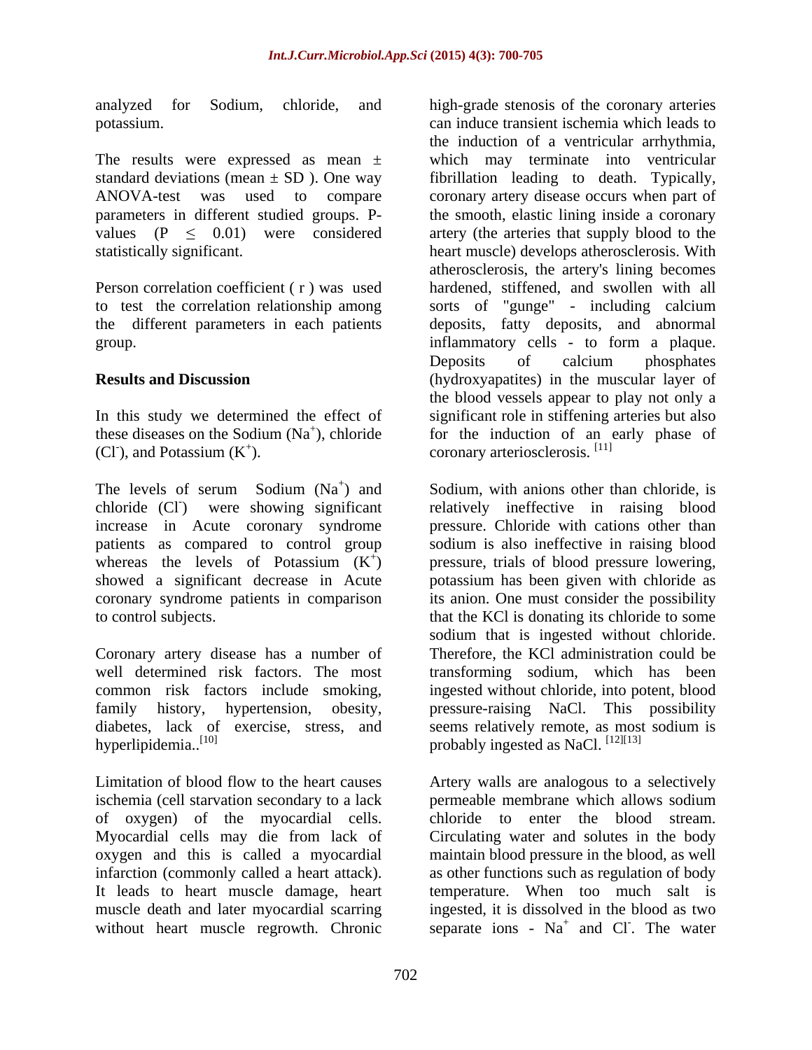analyzed for Sodium, chloride, and potassium.

The results were expressed as mean ± standard deviations (mean ± SD ). One way ANOVA-test was used to compare parameters in different studied groups. P-values ($P \leq 0.01$) were considered statistically significant.

Person correlation coefficient ( r ) was used to test the correlation relationship among the different parameters in each patients group.

## Results and Discussion

In this study we determined the effect of these diseases on the Sodium ($Na^+$), chloride ($Cl^-$), and Potassium ($K^+$).

The levels of serum Sodium ($Na^+$) and chloride ($Cl^-$) were showing significant increase in Acute coronary syndrome patients as compared to control group whereas the levels of Potassium ($K^+$) showed a significant decrease in Acute coronary syndrome patients in comparison to control subjects.

Coronary artery disease has a number of well determined risk factors. The most common risk factors include smoking, family history, hypertension, obesity, diabetes, lack of exercise, stress, and hyperlipidemia..[10]

Limitation of blood flow to the heart causes ischemia (cell starvation secondary to a lack of oxygen) of the myocardial cells. Myocardial cells may die from lack of oxygen and this is called a myocardial infarction (commonly called a heart attack). It leads to heart muscle damage, heart muscle death and later myocardial scarring without heart muscle regrowth. Chronic high-grade stenosis of the coronary arteries can induce transient ischemia which leads to the induction of a ventricular arrhythmia, which may terminate into ventricular fibrillation leading to death. Typically, coronary artery disease occurs when part of the smooth, elastic lining inside a coronary artery (the arteries that supply blood to the heart muscle) develops atherosclerosis. With atherosclerosis, the artery's lining becomes hardened, stiffened, and swollen with all sorts of "gunge" - including calcium deposits, fatty deposits, and abnormal inflammatory cells - to form a plaque. Deposits of calcium phosphates (hydroxyapatites) in the muscular layer of the blood vessels appear to play not only a significant role in stiffening arteries but also for the induction of an early phase of coronary arteriosclerosis. [11]

Sodium, with anions other than chloride, is relatively ineffective in raising blood pressure. Chloride with cations other than sodium is also ineffective in raising blood pressure, trials of blood pressure lowering, potassium has been given with chloride as its anion. One must consider the possibility that the KCl is donating its chloride to some sodium that is ingested without chloride. Therefore, the KCl administration could be transforming sodium, which has been ingested without chloride, into potent, blood pressure-raising NaCl. This possibility seems relatively remote, as most sodium is probably ingested as NaCl. [12][13]

Artery walls are analogous to a selectively permeable membrane which allows sodium chloride to enter the blood stream. Circulating water and solutes in the body maintain blood pressure in the blood, as well as other functions such as regulation of body temperature. When too much salt is ingested, it is dissolved in the blood as two separate ions - $Na^+$ and $Cl^-$. The water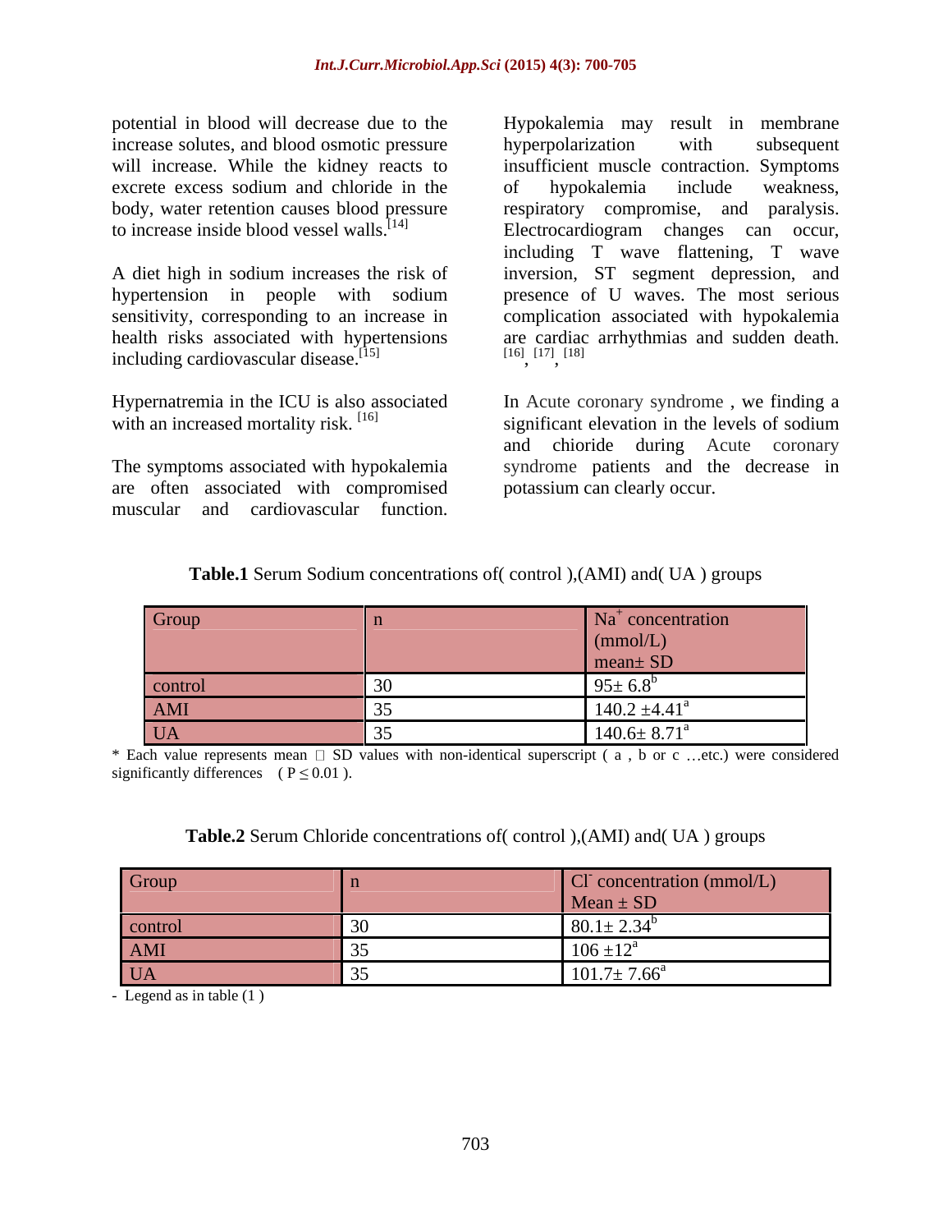potential in blood will decrease due to the increase solutes, and blood osmotic pressure will increase. While the kidney reacts to excrete excess sodium and chloride in the body, water retention causes blood pressure to increase inside blood vessel walls.[14]

A diet high in sodium increases the risk of hypertension in people with sodium sensitivity, corresponding to an increase in health risks associated with hypertensions including cardiovascular disease.[15]

Hypernatremia in the ICU is also associated with an increased mortality risk. [16]

The symptoms associated with hypokalemia are often associated with compromised muscular and cardiovascular function. Hypokalemia may result in membrane hyperpolarization with subsequent insufficient muscle contraction. Symptoms of hypokalemia include weakness, respiratory compromise, and paralysis. Electrocardiogram changes can occur, including T wave flattening, T wave inversion, ST segment depression, and presence of U waves. The most serious complication associated with hypokalemia are cardiac arrhythmias and sudden death. [16], [17], [18]

In Acute coronary syndrome , we finding a significant elevation in the levels of sodium and chioride during Acute coronary syndrome patients and the decrease in potassium can clearly occur.

**Table.1** Serum Sodium concentrations of( control ),(AMI) and( UA ) groups

| Group | n | $Na^+$ concentration (mmol/L) mean± SD |
|---|---|---|
| control | 30 | 95± 6.8[b] |
| AMI | 35 | 140.2 ±4.41[a] |
| UA | 35 | 140.6± 8.71[a] |

* Each value represents mean □ SD values with non-identical superscript ( a , b or c …etc.) were considered significantly differences ( $P \leq 0.01$ ).

**Table.2** Serum Chloride concentrations of( control ),(AMI) and( UA ) groups

| Group | n | $Cl^-$ concentration (mmol/L) Mean ± SD |
|---|---|---|
| control | 30 | 80.1± 2.34[b] |
| AMI | 35 | 106 ±12[a] |
| UA | 35 | 101.7± 7.66[a] |

- Legend as in table (1 )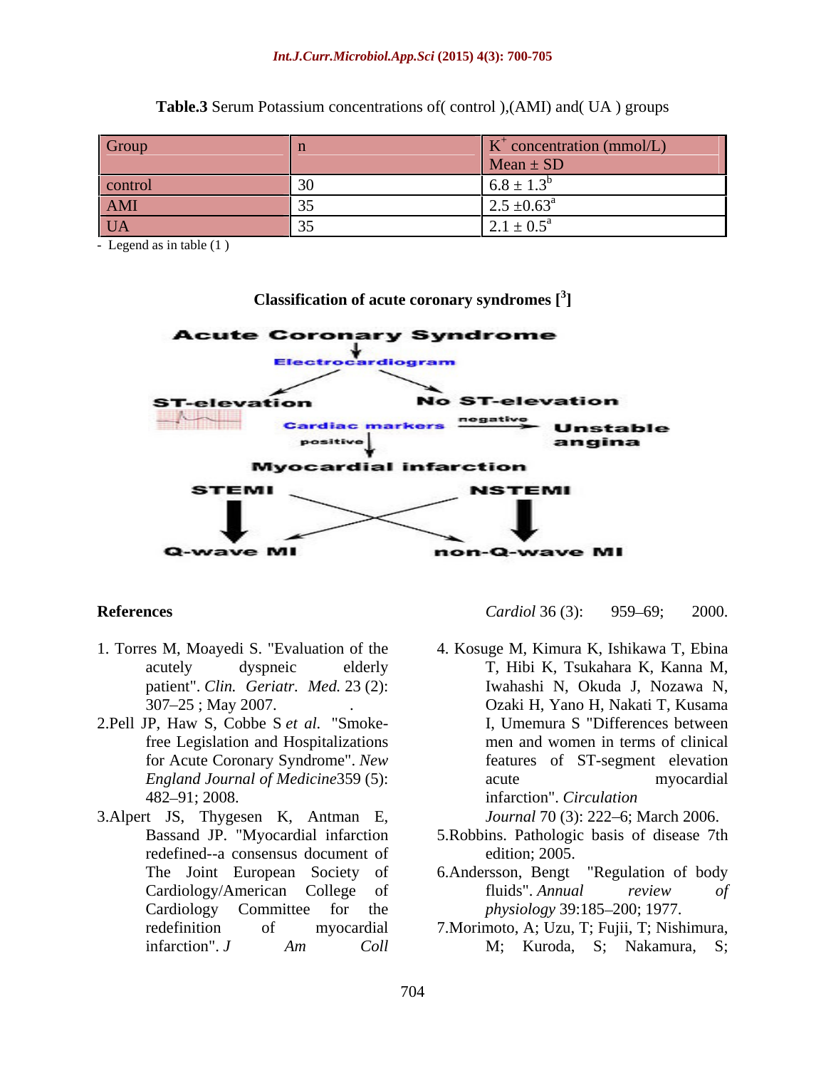**Table.3** Serum Potassium concentrations of( control ),(AMI) and( UA ) groups

| Group | n | $K^+$ concentration (mmol/L) Mean ± SD |
|---|---|---|
| control | 30 | 6.8 ± 1.3[b] |
| AMI | 35 | 2.5 ±0.63[a] |
| UA | 35 | 2.1 ± 0.5[a] |

- Legend as in table (1 )

**Classification of acute coronary syndromes [[3]]**

Acute Coronary Syndrome
↓ Electrocardiogram
ST-elevation — No ST-elevation
Cardiac markers — negative → Unstable angina
positive ↓
Myocardial infarction
STEMI — NSTEMI
Q-wave MI — non-Q-wave MI

## References

1. Torres M, Moayedi S. "Evaluation of the acutely dyspneic elderly patient". *Clin. Geriatr. Med.* 23 (2): 307–25 ; May 2007.
2. Pell JP, Haw S, Cobbe S *et al.* "Smoke-free Legislation and Hospitalizations for Acute Coronary Syndrome". *New England Journal of Medicine*359 (5): 482–91; 2008.
3. Alpert JS, Thygesen K, Antman E, Bassand JP. "Myocardial infarction redefined--a consensus document of The Joint European Society of Cardiology/American College of Cardiology Committee for the redefinition of myocardial infarction". *J Am Coll Cardiol* 36 (3): 959–69; 2000.
4. Kosuge M, Kimura K, Ishikawa T, Ebina T, Hibi K, Tsukahara K, Kanna M, Iwahashi N, Okuda J, Nozawa N, Ozaki H, Yano H, Nakati T, Kusama I, Umemura S "Differences between men and women in terms of clinical features of ST-segment elevation acute myocardial infarction". *Circulation Journal* 70 (3): 222–6; March 2006.
5. Robbins. Pathologic basis of disease 7th edition; 2005.
6. Andersson, Bengt "Regulation of body fluids". *Annual review of physiology* 39:185–200; 1977.
7. Morimoto, A; Uzu, T; Fujii, T; Nishimura, M; Kuroda, S; Nakamura, S;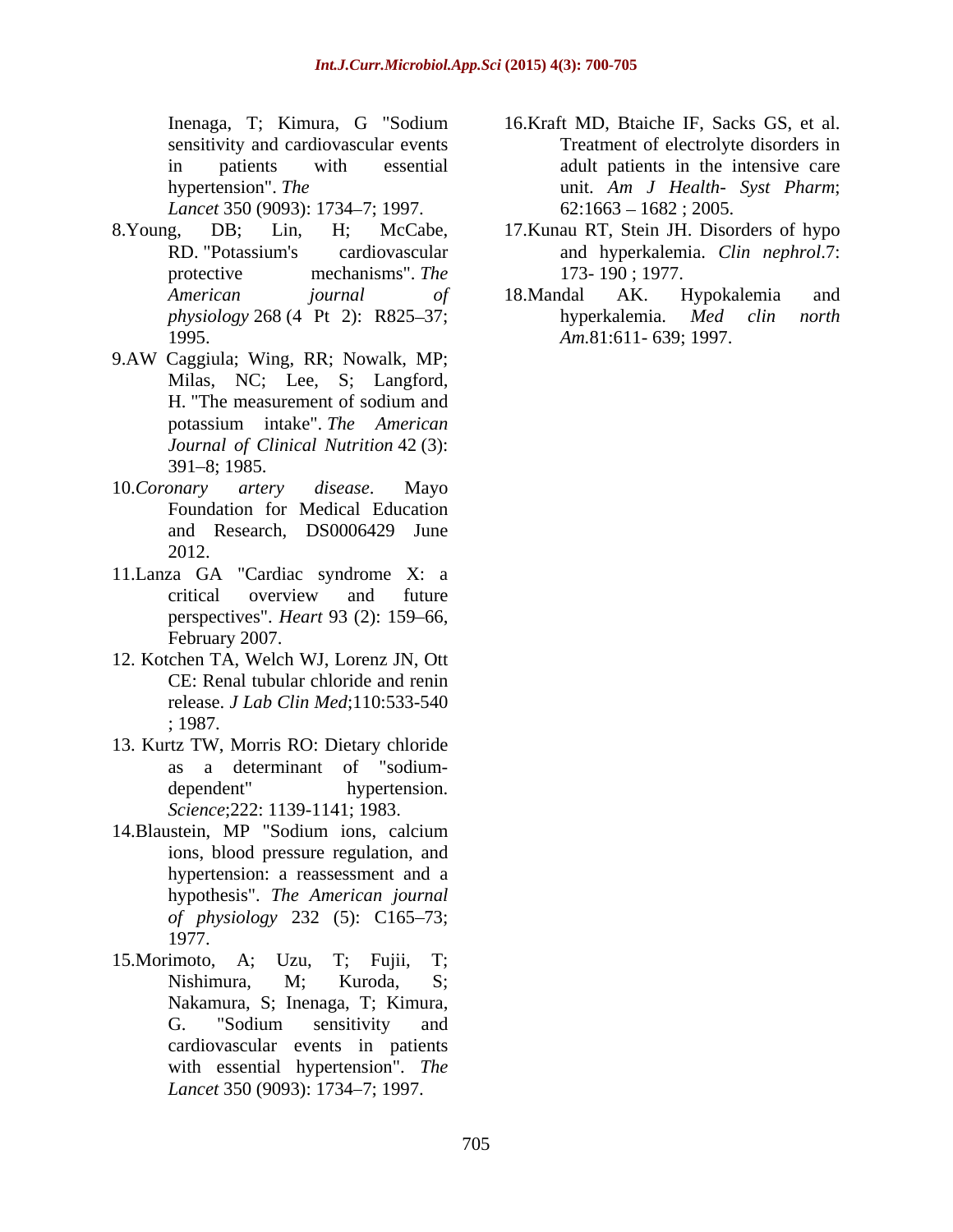Inenaga, T; Kimura, G "Sodium sensitivity and cardiovascular events in patients with essential hypertension". *The Lancet* 350 (9093): 1734–7; 1997.

8. Young, DB; Lin, H; McCabe, RD. "Potassium's cardiovascular protective mechanisms". *The American journal of physiology* 268 (4 Pt 2): R825–37; 1995.
9. AW Caggiula; Wing, RR; Nowalk, MP; Milas, NC; Lee, S; Langford, H. "The measurement of sodium and potassium intake". *The American Journal of Clinical Nutrition* 42 (3): 391–8; 1985.
10. *Coronary artery disease*. Mayo Foundation for Medical Education and Research, DS0006429 June 2012.
11. Lanza GA "Cardiac syndrome X: a critical overview and future perspectives". *Heart* 93 (2): 159–66, February 2007.
12. Kotchen TA, Welch WJ, Lorenz JN, Ott CE: Renal tubular chloride and renin release. *J Lab Clin Med*;110:533-540 ; 1987.
13. Kurtz TW, Morris RO: Dietary chloride as a determinant of "sodium-dependent" hypertension. *Science*;222: 1139-1141; 1983.
14. Blaustein, MP "Sodium ions, calcium ions, blood pressure regulation, and hypertension: a reassessment and a hypothesis". *The American journal of physiology* 232 (5): C165–73; 1977.
15. Morimoto, A; Uzu, T; Fujii, T; Nishimura, M; Kuroda, S; Nakamura, S; Inenaga, T; Kimura, G. "Sodium sensitivity and cardiovascular events in patients with essential hypertension". *The Lancet* 350 (9093): 1734–7; 1997.
16. Kraft MD, Btaiche IF, Sacks GS, et al. Treatment of electrolyte disorders in adult patients in the intensive care unit. *Am J Health- Syst Pharm*; 62:1663 – 1682 ; 2005.
17. Kunau RT, Stein JH. Disorders of hypo and hyperkalemia. *Clin nephrol*.7: 173- 190 ; 1977.
18. Mandal AK. Hypokalemia and hyperkalemia. *Med clin north Am*.81:611- 639; 1997.